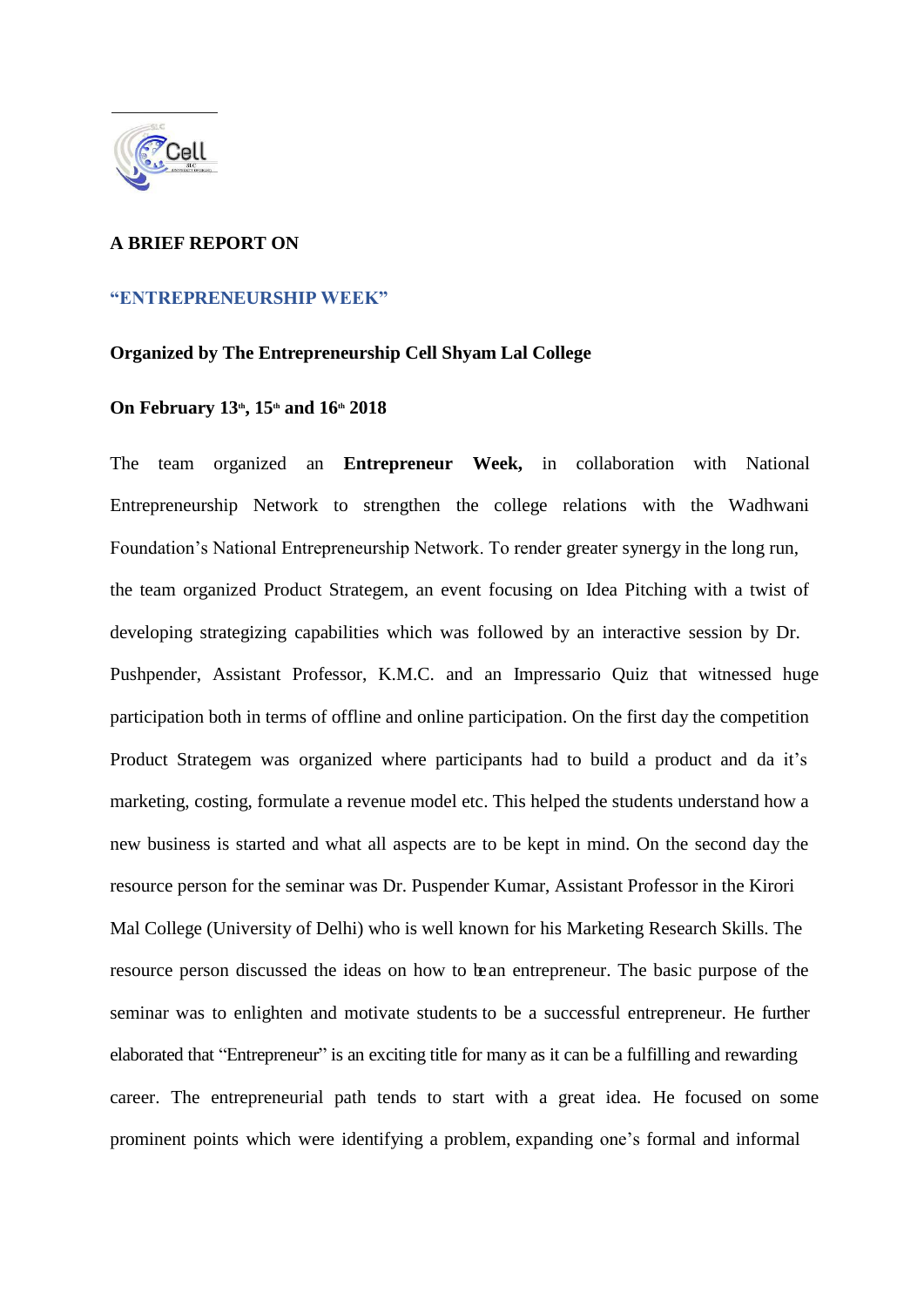**A BRIEF REPORT ON**

**"ENTREPRENEURSHIP WEEK"**

**Organized by The Entrepreneurship Cell Shyam Lal College**

**On February 13th, 15th and 16th 2018**

The team organized an **Entrepreneur Week,** in collaboration with National Entrepreneurship Network to strengthen the college relations with the Wadhwani Foundation's National Entrepreneurship Network. To render greater synergy in the long run, the team organized Product Strategem, an event focusing on Idea Pitching with a twist of developing strategizing capabilities which was followed by an interactive session by Dr. Pushpender, Assistant Professor, K.M.C. and an Impressario Quiz that witnessed huge participation both in terms of offline and online participation. On the first day the competition Product Strategem was organized where participants had to build a product and da it's marketing, costing, formulate a revenue model etc. This helped the students understand how a new business is started and what all aspects are to be kept in mind. On the second day the resource person for the seminar was Dr. Puspender Kumar, Assistant Professor in the Kirori Mal College (University of Delhi) who is well known for his Marketing Research Skills. The resource person discussed the ideas on how to be an entrepreneur. The basic purpose of the seminar was to enlighten and motivate students to be a successful entrepreneur. He further elaborated that "Entrepreneur" is an exciting title for many as it can be a fulfilling and rewarding career. The entrepreneurial path tends to start with a great idea. He focused on some prominent points which were identifying a problem, expanding one's formal and informal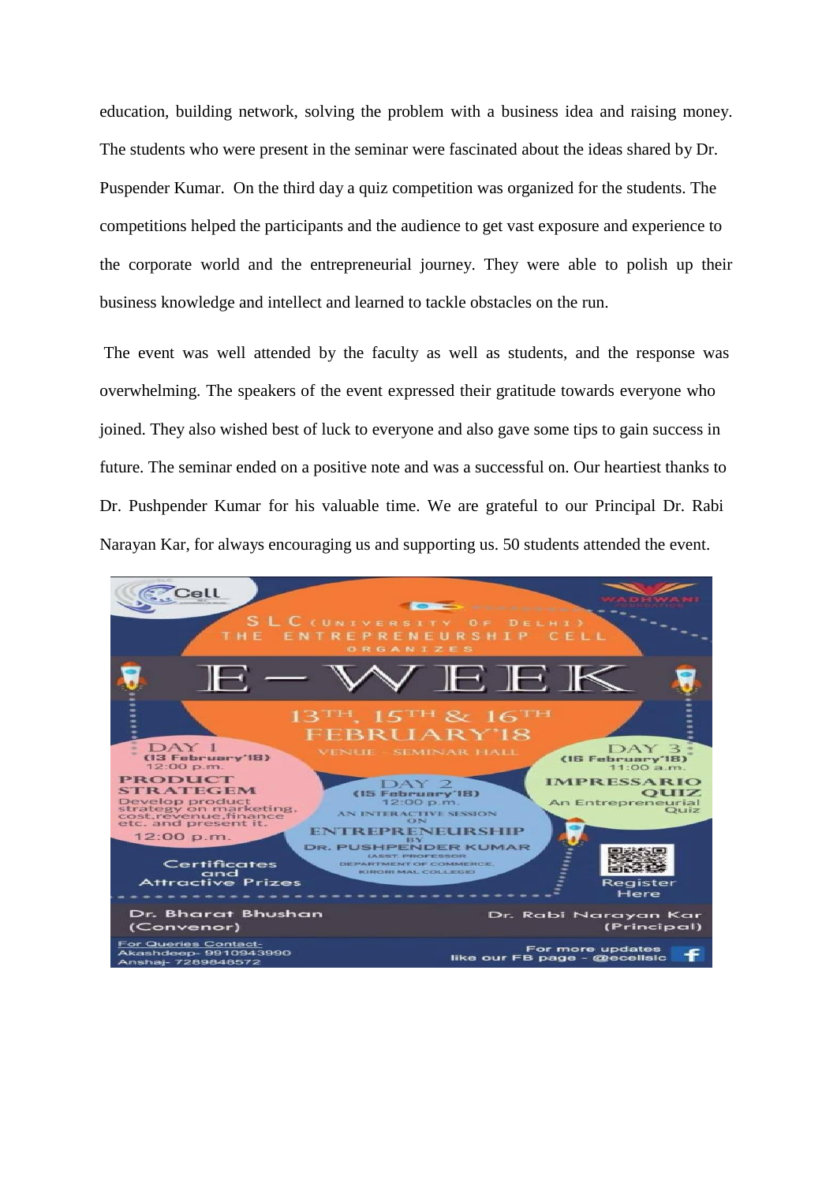education, building network, solving the problem with a business idea and raising money. The students who were present in the seminar were fascinated about the ideas shared by Dr. Puspender Kumar. On the third day a quiz competition was organized for the students. The competitions helped the participants and the audience to get vast exposure and experience to the corporate world and the entrepreneurial journey. They were able to polish up their business knowledge and intellect and learned to tackle obstacles on the run.

The event was well attended by the faculty as well as students, and the response was overwhelming. The speakers of the event expressed their gratitude towards everyone who joined. They also wished best of luck to everyone and also gave some tips to gain success in future. The seminar ended on a positive note and was a successful on. Our heartiest thanks to Dr. Pushpender Kumar for his valuable time. We are grateful to our Principal Dr. Rabi Narayan Kar, for always encouraging us and supporting us. 50 students attended the event.

E Cell

WADHWANI FOUNDATION

SLC (UNIVERSITY OF DELHI)
THE ENTREPRENEURSHIP CELL
ORGANIZES

# E – WEEK

13TH, 15TH & 16TH FEBRUARY'18

VENUE - SEMINAR HALL

DAY 1
(13 February'18)
12:00 p.m.

**PRODUCT STRATEGEM**
Develop product strategy on marketing, cost,revenue,finance etc. and present it.
12:00 p.m.

DAY 2
(15 February'18)
12:00 p.m.
AN INTERACTIVE SESSION ON
**ENTREPRENEURSHIP**
BY
DR. PUSHPENDER KUMAR
(ASST. PROFESSOR DEPARTMENT OF COMMERCE, KIRORI MAL COLLEGE)

DAY 3
(16 February'18)
11:00 a.m.

**IMPRESSARIO QUIZ**
An Entrepreneurial Quiz

Certificates and Attractive Prizes

Register Here

Dr. Bharat Bhushan (Convenor)

Dr. Rabi Narayan Kar (Principal)

For Queries Contact-
Akashdeep- 9910943990
Anshaj- 7289848572

For more updates like our FB page - @ecellslc